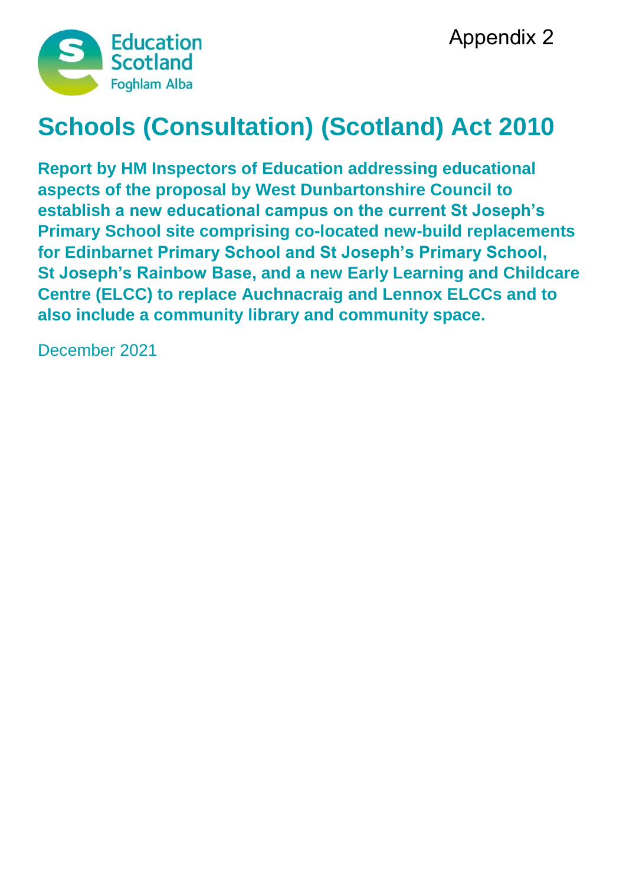Appendix 2

Education Scotland
Foghlam Alba

# Schools (Consultation) (Scotland) Act 2010

**Report by HM Inspectors of Education addressing educational aspects of the proposal by West Dunbartonshire Council to establish a new educational campus on the current St Joseph's Primary School site comprising co-located new-build replacements for Edinbarnet Primary School and St Joseph's Primary School, St Joseph's Rainbow Base, and a new Early Learning and Childcare Centre (ELCC) to replace Auchnacraig and Lennox ELCCs and to also include a community library and community space.**

December 2021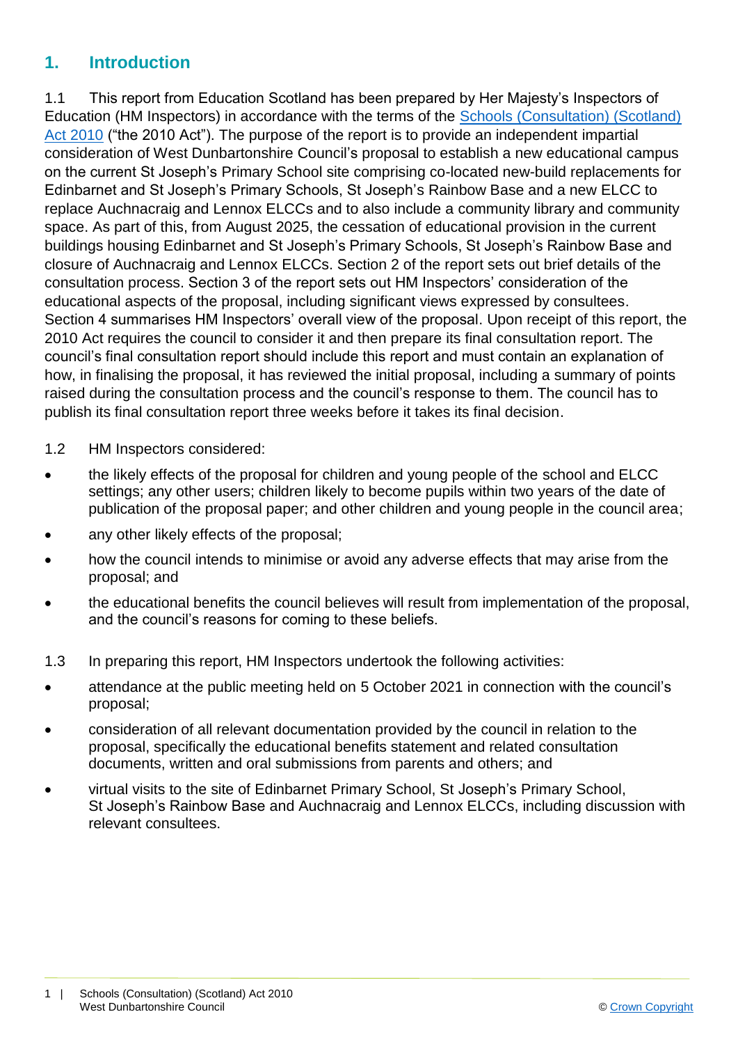## 1. Introduction

1.1 This report from Education Scotland has been prepared by Her Majesty's Inspectors of Education (HM Inspectors) in accordance with the terms of the [Schools (Consultation) (Scotland) Act 2010](#) ("the 2010 Act"). The purpose of the report is to provide an independent impartial consideration of West Dunbartonshire Council's proposal to establish a new educational campus on the current St Joseph's Primary School site comprising co-located new-build replacements for Edinbarnet and St Joseph's Primary Schools, St Joseph's Rainbow Base and a new ELCC to replace Auchnacraig and Lennox ELCCs and to also include a community library and community space. As part of this, from August 2025, the cessation of educational provision in the current buildings housing Edinbarnet and St Joseph's Primary Schools, St Joseph's Rainbow Base and closure of Auchnacraig and Lennox ELCCs. Section 2 of the report sets out brief details of the consultation process. Section 3 of the report sets out HM Inspectors' consideration of the educational aspects of the proposal, including significant views expressed by consultees. Section 4 summarises HM Inspectors' overall view of the proposal. Upon receipt of this report, the 2010 Act requires the council to consider it and then prepare its final consultation report. The council's final consultation report should include this report and must contain an explanation of how, in finalising the proposal, it has reviewed the initial proposal, including a summary of points raised during the consultation process and the council's response to them. The council has to publish its final consultation report three weeks before it takes its final decision.

1.2 HM Inspectors considered:

- the likely effects of the proposal for children and young people of the school and ELCC settings; any other users; children likely to become pupils within two years of the date of publication of the proposal paper; and other children and young people in the council area;
- any other likely effects of the proposal;
- how the council intends to minimise or avoid any adverse effects that may arise from the proposal; and
- the educational benefits the council believes will result from implementation of the proposal, and the council's reasons for coming to these beliefs.

1.3 In preparing this report, HM Inspectors undertook the following activities:

- attendance at the public meeting held on 5 October 2021 in connection with the council's proposal;
- consideration of all relevant documentation provided by the council in relation to the proposal, specifically the educational benefits statement and related consultation documents, written and oral submissions from parents and others; and
- virtual visits to the site of Edinbarnet Primary School, St Joseph's Primary School, St Joseph's Rainbow Base and Auchnacraig and Lennox ELCCs, including discussion with relevant consultees.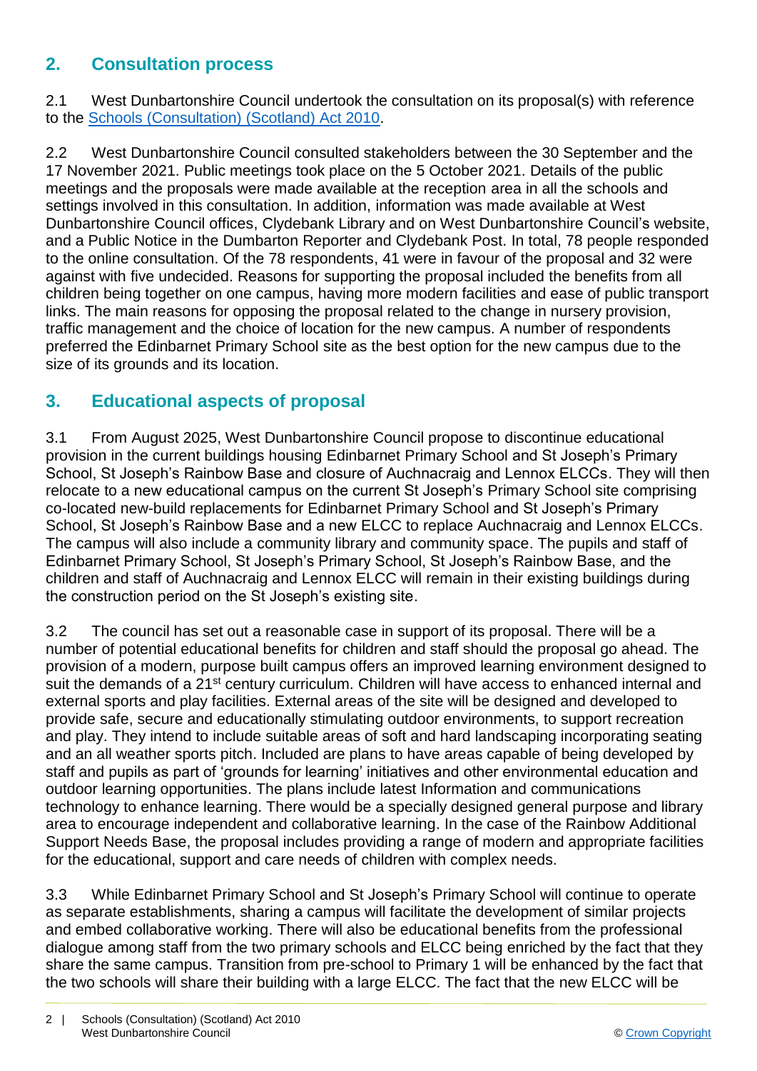## 2. Consultation process

2.1 West Dunbartonshire Council undertook the consultation on its proposal(s) with reference to the Schools (Consultation) (Scotland) Act 2010.

2.2 West Dunbartonshire Council consulted stakeholders between the 30 September and the 17 November 2021. Public meetings took place on the 5 October 2021. Details of the public meetings and the proposals were made available at the reception area in all the schools and settings involved in this consultation. In addition, information was made available at West Dunbartonshire Council offices, Clydebank Library and on West Dunbartonshire Council's website, and a Public Notice in the Dumbarton Reporter and Clydebank Post. In total, 78 people responded to the online consultation. Of the 78 respondents, 41 were in favour of the proposal and 32 were against with five undecided. Reasons for supporting the proposal included the benefits from all children being together on one campus, having more modern facilities and ease of public transport links. The main reasons for opposing the proposal related to the change in nursery provision, traffic management and the choice of location for the new campus. A number of respondents preferred the Edinbarnet Primary School site as the best option for the new campus due to the size of its grounds and its location.

## 3. Educational aspects of proposal

3.1 From August 2025, West Dunbartonshire Council propose to discontinue educational provision in the current buildings housing Edinbarnet Primary School and St Joseph's Primary School, St Joseph's Rainbow Base and closure of Auchnacraig and Lennox ELCCs. They will then relocate to a new educational campus on the current St Joseph's Primary School site comprising co-located new-build replacements for Edinbarnet Primary School and St Joseph's Primary School, St Joseph's Rainbow Base and a new ELCC to replace Auchnacraig and Lennox ELCCs. The campus will also include a community library and community space. The pupils and staff of Edinbarnet Primary School, St Joseph's Primary School, St Joseph's Rainbow Base, and the children and staff of Auchnacraig and Lennox ELCC will remain in their existing buildings during the construction period on the St Joseph's existing site.

3.2 The council has set out a reasonable case in support of its proposal. There will be a number of potential educational benefits for children and staff should the proposal go ahead. The provision of a modern, purpose built campus offers an improved learning environment designed to suit the demands of a 21st century curriculum. Children will have access to enhanced internal and external sports and play facilities. External areas of the site will be designed and developed to provide safe, secure and educationally stimulating outdoor environments, to support recreation and play. They intend to include suitable areas of soft and hard landscaping incorporating seating and an all weather sports pitch. Included are plans to have areas capable of being developed by staff and pupils as part of 'grounds for learning' initiatives and other environmental education and outdoor learning opportunities. The plans include latest Information and communications technology to enhance learning. There would be a specially designed general purpose and library area to encourage independent and collaborative learning. In the case of the Rainbow Additional Support Needs Base, the proposal includes providing a range of modern and appropriate facilities for the educational, support and care needs of children with complex needs.

3.3 While Edinbarnet Primary School and St Joseph's Primary School will continue to operate as separate establishments, sharing a campus will facilitate the development of similar projects and embed collaborative working. There will also be educational benefits from the professional dialogue among staff from the two primary schools and ELCC being enriched by the fact that they share the same campus. Transition from pre-school to Primary 1 will be enhanced by the fact that the two schools will share their building with a large ELCC. The fact that the new ELCC will be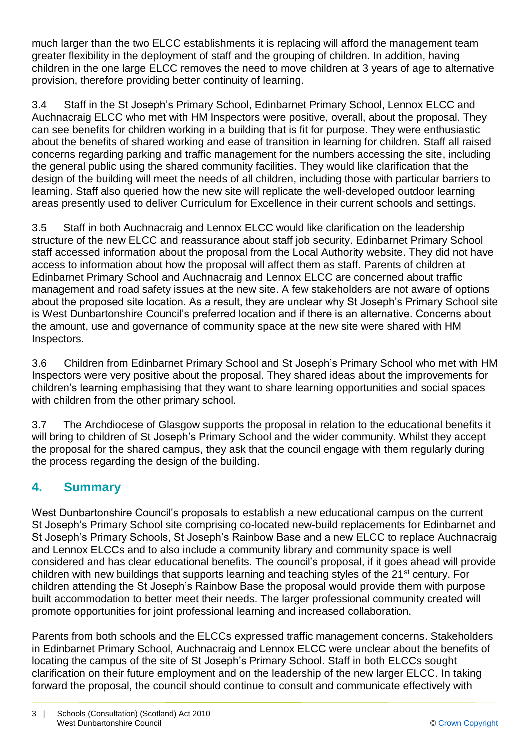much larger than the two ELCC establishments it is replacing will afford the management team greater flexibility in the deployment of staff and the grouping of children. In addition, having children in the one large ELCC removes the need to move children at 3 years of age to alternative provision, therefore providing better continuity of learning.

3.4 Staff in the St Joseph's Primary School, Edinbarnet Primary School, Lennox ELCC and Auchnacraig ELCC who met with HM Inspectors were positive, overall, about the proposal. They can see benefits for children working in a building that is fit for purpose. They were enthusiastic about the benefits of shared working and ease of transition in learning for children. Staff all raised concerns regarding parking and traffic management for the numbers accessing the site, including the general public using the shared community facilities. They would like clarification that the design of the building will meet the needs of all children, including those with particular barriers to learning. Staff also queried how the new site will replicate the well-developed outdoor learning areas presently used to deliver Curriculum for Excellence in their current schools and settings.

3.5 Staff in both Auchnacraig and Lennox ELCC would like clarification on the leadership structure of the new ELCC and reassurance about staff job security. Edinbarnet Primary School staff accessed information about the proposal from the Local Authority website. They did not have access to information about how the proposal will affect them as staff. Parents of children at Edinbarnet Primary School and Auchnacraig and Lennox ELCC are concerned about traffic management and road safety issues at the new site. A few stakeholders are not aware of options about the proposed site location. As a result, they are unclear why St Joseph's Primary School site is West Dunbartonshire Council's preferred location and if there is an alternative. Concerns about the amount, use and governance of community space at the new site were shared with HM Inspectors.

3.6 Children from Edinbarnet Primary School and St Joseph's Primary School who met with HM Inspectors were very positive about the proposal. They shared ideas about the improvements for children's learning emphasising that they want to share learning opportunities and social spaces with children from the other primary school.

3.7 The Archdiocese of Glasgow supports the proposal in relation to the educational benefits it will bring to children of St Joseph's Primary School and the wider community. Whilst they accept the proposal for the shared campus, they ask that the council engage with them regularly during the process regarding the design of the building.

## 4. Summary

West Dunbartonshire Council's proposals to establish a new educational campus on the current St Joseph's Primary School site comprising co-located new-build replacements for Edinbarnet and St Joseph's Primary Schools, St Joseph's Rainbow Base and a new ELCC to replace Auchnacraig and Lennox ELCCs and to also include a community library and community space is well considered and has clear educational benefits. The council's proposal, if it goes ahead will provide children with new buildings that supports learning and teaching styles of the 21st century. For children attending the St Joseph's Rainbow Base the proposal would provide them with purpose built accommodation to better meet their needs. The larger professional community created will promote opportunities for joint professional learning and increased collaboration.

Parents from both schools and the ELCCs expressed traffic management concerns. Stakeholders in Edinbarnet Primary School, Auchnacraig and Lennox ELCC were unclear about the benefits of locating the campus of the site of St Joseph's Primary School. Staff in both ELCCs sought clarification on their future employment and on the leadership of the new larger ELCC. In taking forward the proposal, the council should continue to consult and communicate effectively with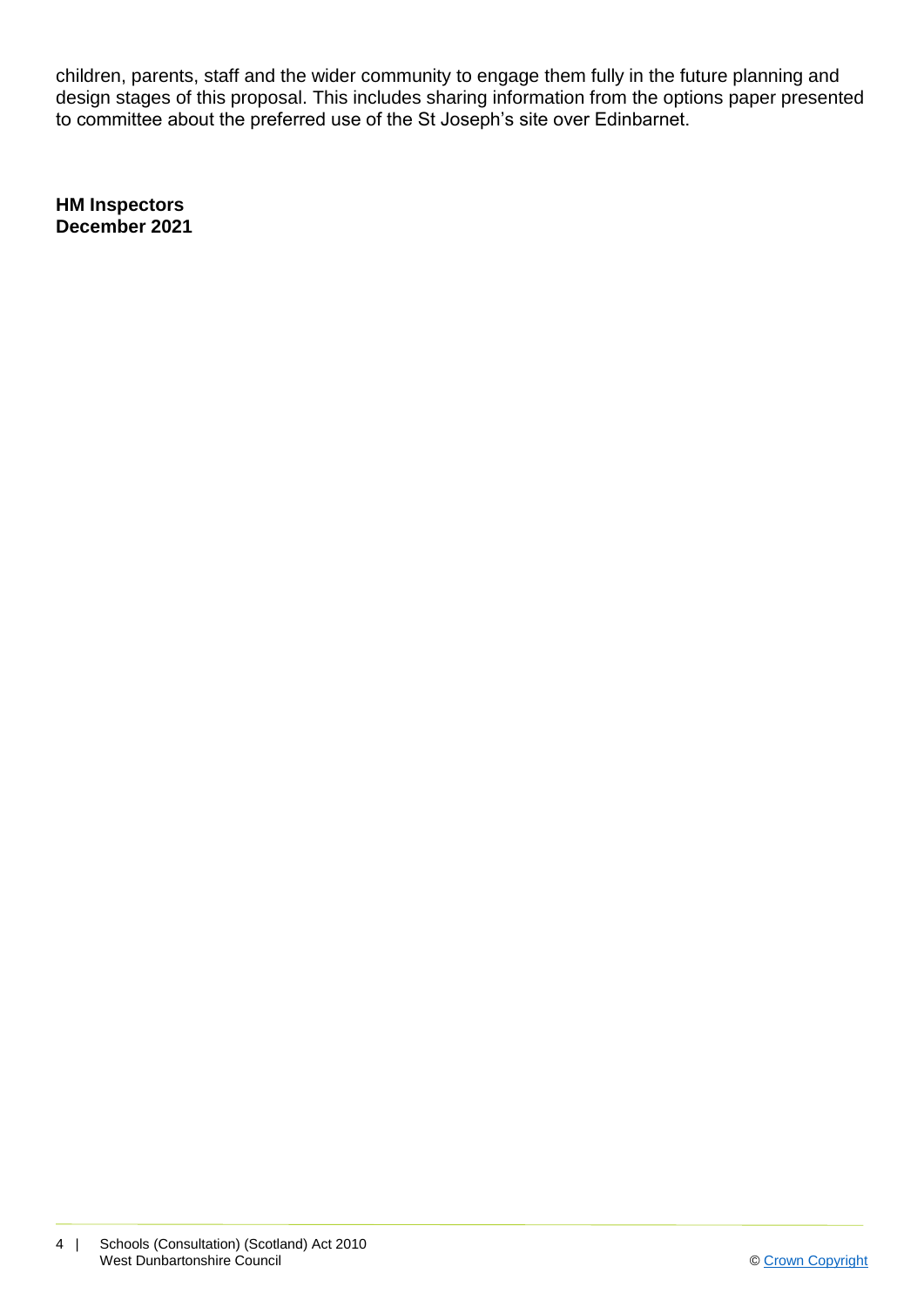children, parents, staff and the wider community to engage them fully in the future planning and design stages of this proposal. This includes sharing information from the options paper presented to committee about the preferred use of the St Joseph's site over Edinbarnet.

**HM Inspectors**
**December 2021**